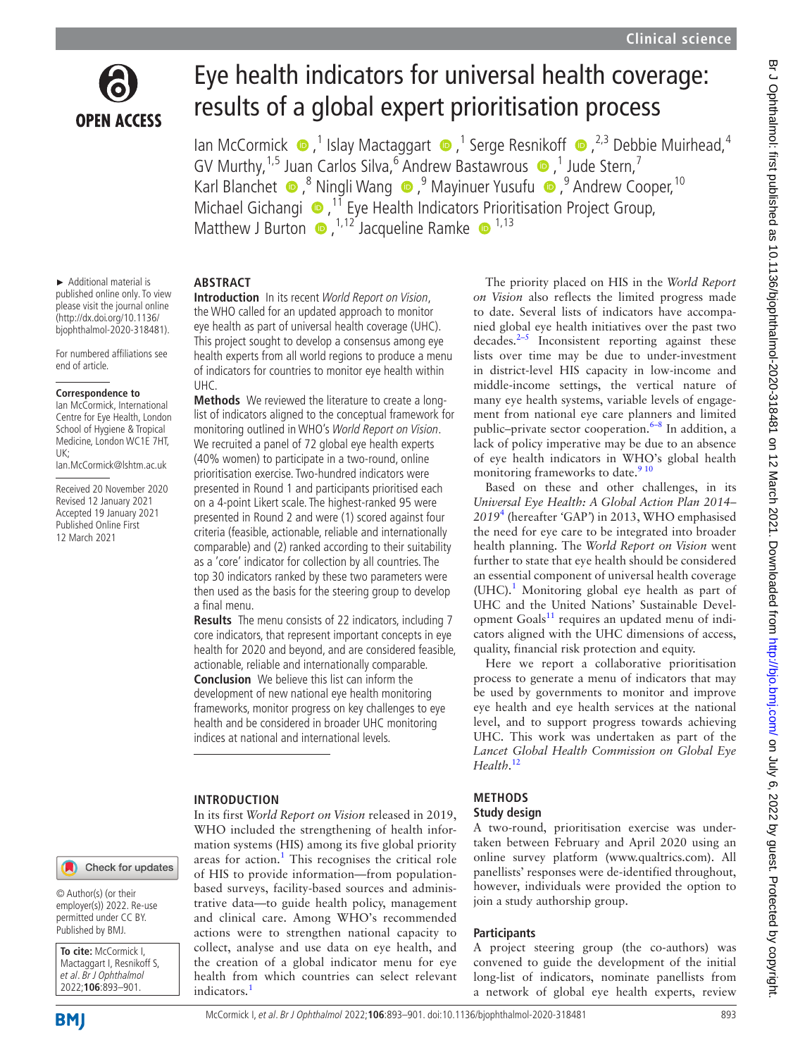# Eye health indicators for universal health coverage: results of a global expert prioritisation process

Ian McCormick,[1] Islay Mactaggart,[1] Serge Resnikoff,[2,3] Debbie Muirhead,[4] GV Murthy,[1,5] Juan Carlos Silva,[6] Andrew Bastawrous,[1] Jude Stern,[7] Karl Blanchet,[8] Ningli Wang,[9] Mayinuer Yusufu,[9] Andrew Cooper,[10] Michael Gichangi,[11] Eye Health Indicators Prioritisation Project Group, Matthew J Burton,[1,12] Jacqueline Ramke[1,13]

► Additional material is published online only. To view please visit the journal online (http://dx.doi.org/10.1136/bjophthalmol-2020-318481).

For numbered affiliations see end of article.

**Correspondence to**
Ian McCormick, International Centre for Eye Health, London School of Hygiene & Tropical Medicine, London WC1E 7HT, UK; Ian.McCormick@lshtm.ac.uk

Received 20 November 2020
Revised 12 January 2021
Accepted 19 January 2021
Published Online First 12 March 2021

© Author(s) (or their employer(s)) 2022. Re-use permitted under CC BY. Published by BMJ.

**To cite:** McCormick I, Mactaggart I, Resnikoff S, *et al. Br J Ophthalmol* 2022;**106**:893–901.

## ABSTRACT

**Introduction** In its recent *World Report on Vision*, the WHO called for an updated approach to monitor eye health as part of universal health coverage (UHC). This project sought to develop a consensus among eye health experts from all world regions to produce a menu of indicators for countries to monitor eye health within UHC.

**Methods** We reviewed the literature to create a long-list of indicators aligned to the conceptual framework for monitoring outlined in WHO's *World Report on Vision*. We recruited a panel of 72 global eye health experts (40% women) to participate in a two-round, online prioritisation exercise. Two-hundred indicators were presented in Round 1 and participants prioritised each on a 4-point Likert scale. The highest-ranked 95 were presented in Round 2 and were (1) scored against four criteria (feasible, actionable, reliable and internationally comparable) and (2) ranked according to their suitability as a 'core' indicator for collection by all countries. The top 30 indicators ranked by these two parameters were then used as the basis for the steering group to develop a final menu.

**Results** The menu consists of 22 indicators, including 7 core indicators, that represent important concepts in eye health for 2020 and beyond, and are considered feasible, actionable, reliable and internationally comparable.

**Conclusion** We believe this list can inform the development of new national eye health monitoring frameworks, monitor progress on key challenges to eye health and be considered in broader UHC monitoring indices at national and international levels.

## INTRODUCTION

In its first *World Report on Vision* released in 2019, WHO included the strengthening of health information systems (HIS) among its five global priority areas for action.[1] This recognises the critical role of HIS to provide information—from population-based surveys, facility-based sources and administrative data—to guide health policy, management and clinical care. Among WHO's recommended actions were to strengthen national capacity to collect, analyse and use data on eye health, and the creation of a global indicator menu for eye health from which countries can select relevant indicators.[1]

The priority placed on HIS in the *World Report on Vision* also reflects the limited progress made to date. Several lists of indicators have accompanied global eye health initiatives over the past two decades.[2–5] Inconsistent reporting against these lists over time may be due to under-investment in district-level HIS capacity in low-income and middle-income settings, the vertical nature of many eye health systems, variable levels of engagement from national eye care planners and limited public–private sector cooperation.[6–8] In addition, a lack of policy imperative may be due to an absence of eye health indicators in WHO's global health monitoring frameworks to date.[9,10]

Based on these and other challenges, in its *Universal Eye Health: A Global Action Plan 2014–2019*[4] (hereafter 'GAP') in 2013, WHO emphasised the need for eye care to be integrated into broader health planning. The *World Report on Vision* went further to state that eye health should be considered an essential component of universal health coverage (UHC).[1] Monitoring global eye health as part of UHC and the United Nations' Sustainable Development Goals[11] requires an updated menu of indicators aligned with the UHC dimensions of access, quality, financial risk protection and equity.

Here we report a collaborative prioritisation process to generate a menu of indicators that may be used by governments to monitor and improve eye health and eye health services at the national level, and to support progress towards achieving UHC. This work was undertaken as part of the *Lancet Global Health Commission on Global Eye Health*.[12]

## METHODS

### Study design

A two-round, prioritisation exercise was undertaken between February and April 2020 using an online survey platform (www.qualtrics.com). All panellists' responses were de-identified throughout, however, individuals were provided the option to join a study authorship group.

### Participants

A project steering group (the co-authors) was convened to guide the development of the initial long-list of indicators, nominate panellists from a network of global eye health experts, review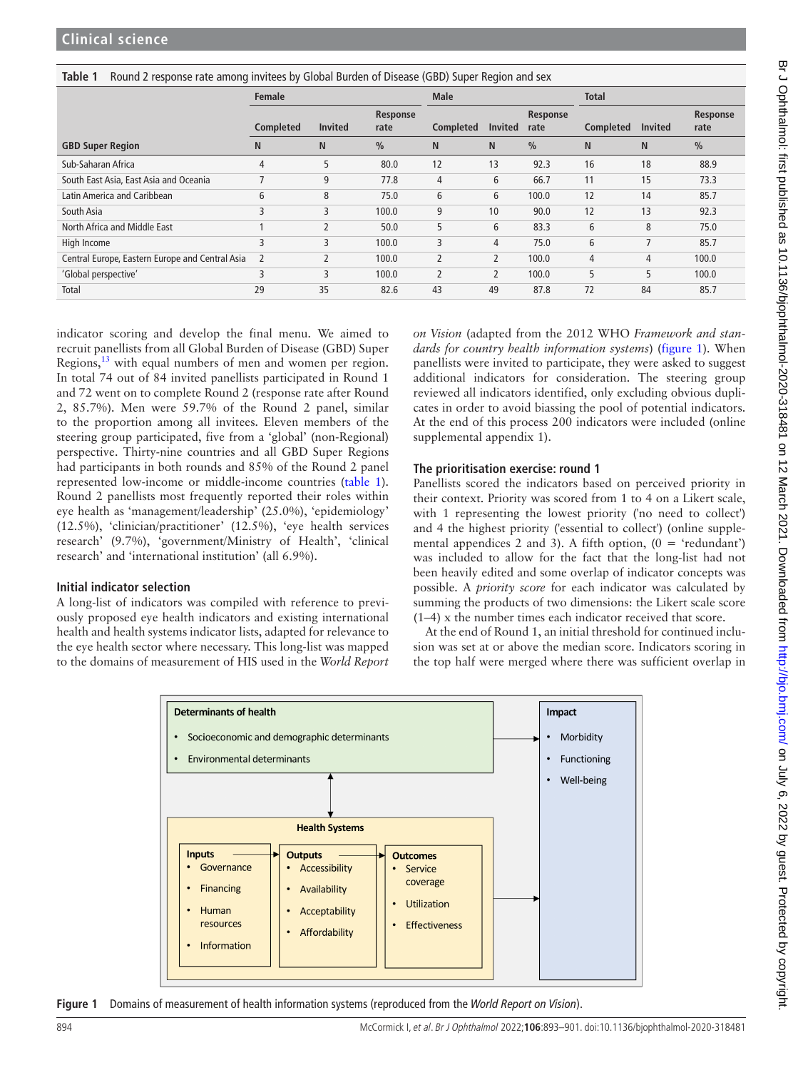**Table 1** Round 2 response rate among invitees by Global Burden of Disease (GBD) Super Region and sex

| | Female | | | Male | | | Total | | |
|---|---|---|---|---|---|---|---|---|---|
| | Completed | Invited | Response rate | Completed | Invited | Response rate | Completed | Invited | Response rate |
| GBD Super Region | N | N | % | N | N | % | N | N | % |
| Sub-Saharan Africa | 4 | 5 | 80.0 | 12 | 13 | 92.3 | 16 | 18 | 88.9 |
| South East Asia, East Asia and Oceania | 7 | 9 | 77.8 | 4 | 6 | 66.7 | 11 | 15 | 73.3 |
| Latin America and Caribbean | 6 | 8 | 75.0 | 6 | 6 | 100.0 | 12 | 14 | 85.7 |
| South Asia | 3 | 3 | 100.0 | 9 | 10 | 90.0 | 12 | 13 | 92.3 |
| North Africa and Middle East | 1 | 2 | 50.0 | 5 | 6 | 83.3 | 6 | 8 | 75.0 |
| High Income | 3 | 3 | 100.0 | 3 | 4 | 75.0 | 6 | 7 | 85.7 |
| Central Europe, Eastern Europe and Central Asia | 2 | 2 | 100.0 | 2 | 2 | 100.0 | 4 | 4 | 100.0 |
| 'Global perspective' | 3 | 3 | 100.0 | 2 | 2 | 100.0 | 5 | 5 | 100.0 |
| Total | 29 | 35 | 82.6 | 43 | 49 | 87.8 | 72 | 84 | 85.7 |

indicator scoring and develop the final menu. We aimed to recruit panellists from all Global Burden of Disease (GBD) Super Regions,[13] with equal numbers of men and women per region. In total 74 out of 84 invited panellists participated in Round 1 and 72 went on to complete Round 2 (response rate after Round 2, 85.7%). Men were 59.7% of the Round 2 panel, similar to the proportion among all invitees. Eleven members of the steering group participated, five from a 'global' (non-Regional) perspective. Thirty-nine countries and all GBD Super Regions had participants in both rounds and 85% of the Round 2 panel represented low-income or middle-income countries (table 1). Round 2 panellists most frequently reported their roles within eye health as 'management/leadership' (25.0%), 'epidemiology' (12.5%), 'clinician/practitioner' (12.5%), 'eye health services research' (9.7%), 'government/Ministry of Health', 'clinical research' and 'international institution' (all 6.9%).

### Initial indicator selection

A long-list of indicators was compiled with reference to previously proposed eye health indicators and existing international health and health systems indicator lists, adapted for relevance to the eye health sector where necessary. This long-list was mapped to the domains of measurement of HIS used in the *World Report on Vision* (adapted from the 2012 WHO *Framework and standards for country health information systems*) (figure 1). When panellists were invited to participate, they were asked to suggest additional indicators for consideration. The steering group reviewed all indicators identified, only excluding obvious duplicates in order to avoid biassing the pool of potential indicators. At the end of this process 200 indicators were included (online supplemental appendix 1).

### The prioritisation exercise: round 1

Panellists scored the indicators based on perceived priority in their context. Priority was scored from 1 to 4 on a Likert scale, with 1 representing the lowest priority ('no need to collect') and 4 the highest priority ('essential to collect') (online supplemental appendices 2 and 3). A fifth option, (0 = 'redundant') was included to allow for the fact that the long-list had not been heavily edited and some overlap of indicator concepts was possible. A *priority score* for each indicator was calculated by summing the products of two dimensions: the Likert scale score (1–4) x the number times each indicator received that score.

At the end of Round 1, an initial threshold for continued inclusion was set at or above the median score. Indicators scoring in the top half were merged where there was sufficient overlap in

**Figure 1** Domains of measurement of health information systems (reproduced from the *World Report on Vision*).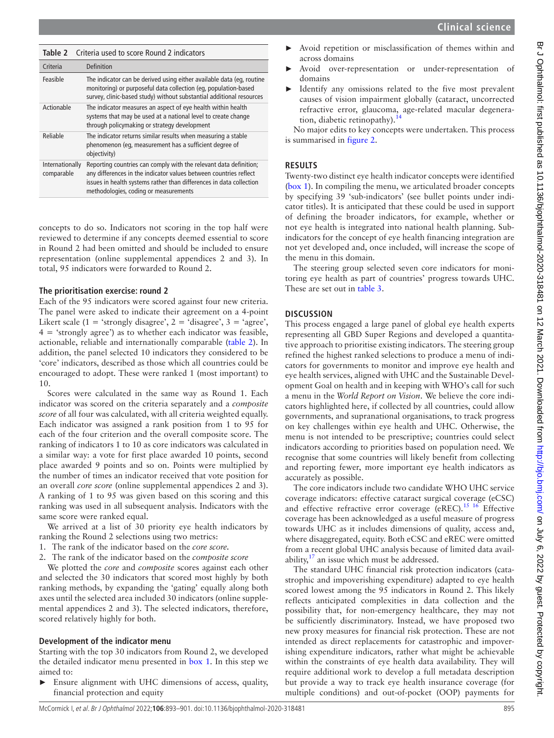**Table 2** Criteria used to score Round 2 indicators

| Criteria | Definition |
|---|---|
| Feasible | The indicator can be derived using either available data (eg, routine monitoring) or purposeful data collection (eg, population-based survey, clinic-based study) without substantial additional resources |
| Actionable | The indicator measures an aspect of eye health within health systems that may be used at a national level to create change through policymaking or strategy development |
| Reliable | The indicator returns similar results when measuring a stable phenomenon (eg, measurement has a sufficient degree of objectivity) |
| Internationally comparable | Reporting countries can comply with the relevant data definition; any differences in the indicator values between countries reflect issues in health systems rather than differences in data collection methodologies, coding or measurements |

concepts to do so. Indicators not scoring in the top half were reviewed to determine if any concepts deemed essential to score in Round 2 had been omitted and should be included to ensure representation (online supplemental appendices 2 and 3). In total, 95 indicators were forwarded to Round 2.

### The prioritisation exercise: round 2

Each of the 95 indicators were scored against four new criteria. The panel were asked to indicate their agreement on a 4-point Likert scale (1 = 'strongly disagree', 2 = 'disagree', 3 = 'agree', 4 = 'strongly agree') as to whether each indicator was feasible, actionable, reliable and internationally comparable (table 2). In addition, the panel selected 10 indicators they considered to be 'core' indicators, described as those which all countries could be encouraged to adopt. These were ranked 1 (most important) to 10.

Scores were calculated in the same way as Round 1. Each indicator was scored on the criteria separately and a *composite score* of all four was calculated, with all criteria weighted equally. Each indicator was assigned a rank position from 1 to 95 for each of the four criterion and the overall composite score. The ranking of indicators 1 to 10 as core indicators was calculated in a similar way: a vote for first place awarded 10 points, second place awarded 9 points and so on. Points were multiplied by the number of times an indicator received that vote position for an overall *core score* (online supplemental appendices 2 and 3). A ranking of 1 to 95 was given based on this scoring and this ranking was used in all subsequent analysis. Indicators with the same score were ranked equal.

We arrived at a list of 30 priority eye health indicators by ranking the Round 2 selections using two metrics:

1. The rank of the indicator based on the *core score*.
2. The rank of the indicator based on the *composite score*

We plotted the *core* and *composite* scores against each other and selected the 30 indicators that scored most highly by both ranking methods, by expanding the 'gating' equally along both axes until the selected area included 30 indicators (online supplemental appendices 2 and 3). The selected indicators, therefore, scored relatively highly for both.

### Development of the indicator menu

Starting with the top 30 indicators from Round 2, we developed the detailed indicator menu presented in box 1. In this step we aimed to:

- Ensure alignment with UHC dimensions of access, quality, financial protection and equity
- Avoid repetition or misclassification of themes within and across domains
- Avoid over-representation or under-representation of domains
- Identify any omissions related to the five most prevalent causes of vision impairment globally (cataract, uncorrected refractive error, glaucoma, age-related macular degeneration, diabetic retinopathy).[14]

No major edits to key concepts were undertaken. This process is summarised in figure 2.

## RESULTS

Twenty-two distinct eye health indicator concepts were identified (box 1). In compiling the menu, we articulated broader concepts by specifying 39 'sub-indicators' (see bullet points under indicator titles). It is anticipated that these could be used in support of defining the broader indicators, for example, whether or not eye health is integrated into national health planning. Sub-indicators for the concept of eye health financing integration are not yet developed and, once included, will increase the scope of the menu in this domain.

The steering group selected seven core indicators for monitoring eye health as part of countries' progress towards UHC. These are set out in table 3.

## DISCUSSION

This process engaged a large panel of global eye health experts representing all GBD Super Regions and developed a quantitative approach to prioritise existing indicators. The steering group refined the highest ranked selections to produce a menu of indicators for governments to monitor and improve eye health and eye health services, aligned with UHC and the Sustainable Development Goal on health and in keeping with WHO's call for such a menu in the *World Report on Vision*. We believe the core indicators highlighted here, if collected by all countries, could allow governments, and supranational organisations, to track progress on key challenges within eye health and UHC. Otherwise, the menu is not intended to be prescriptive; countries could select indicators according to priorities based on population need. We recognise that some countries will likely benefit from collecting and reporting fewer, more important eye health indicators as accurately as possible.

The core indicators include two candidate WHO UHC service coverage indicators: effective cataract surgical coverage (eCSC) and effective refractive error coverage (eREC).[15,16] Effective coverage has been acknowledged as a useful measure of progress towards UHC as it includes dimensions of quality, access and, where disaggregated, equity. Both eCSC and eREC were omitted from a recent global UHC analysis because of limited data availability,[17] an issue which must be addressed.

The standard UHC financial risk protection indicators (catastrophic and impoverishing expenditure) adapted to eye health scored lowest among the 95 indicators in Round 2. This likely reflects anticipated complexities in data collection and the possibility that, for non-emergency healthcare, they may not be sufficiently discriminatory. Instead, we have proposed two new proxy measures for financial risk protection. These are not intended as direct replacements for catastrophic and impoverishing expenditure indicators, rather what might be achievable within the constraints of eye health data availability. They will require additional work to develop a full metadata description but provide a way to track eye health insurance coverage (for multiple conditions) and out-of-pocket (OOP) payments for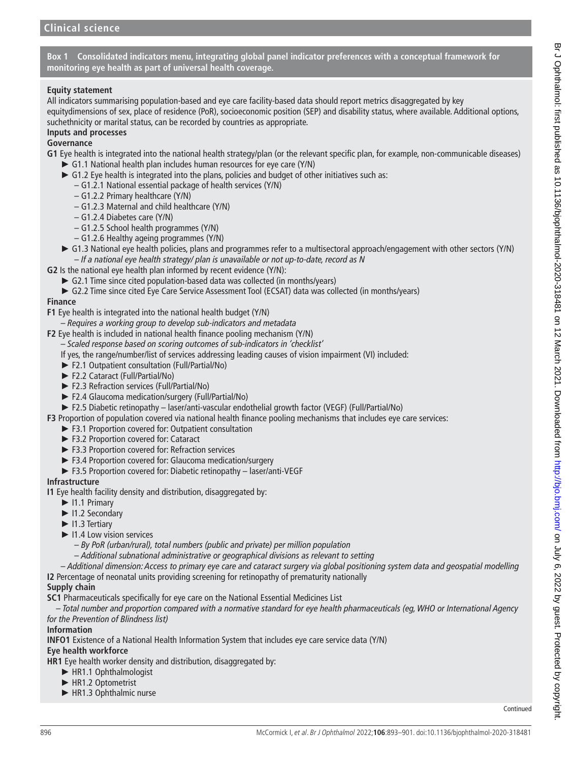**Box 1 Consolidated indicators menu, integrating global panel indicator preferences with a conceptual framework for monitoring eye health as part of universal health coverage.**

**Equity statement**

All indicators summarising population-based and eye care facility-based data should report metrics disaggregated by key equitydimensions of sex, place of residence (PoR), socioeconomic position (SEP) and disability status, where available. Additional options, suchethnicity or marital status, can be recorded by countries as appropriate.

**Inputs and processes**

**Governance**

**G1** Eye health is integrated into the national health strategy/plan (or the relevant specific plan, for example, non-communicable diseases)

- G1.1 National health plan includes human resources for eye care (Y/N)
- G1.2 Eye health is integrated into the plans, policies and budget of other initiatives such as:
  - G1.2.1 National essential package of health services (Y/N)
  - G1.2.2 Primary healthcare (Y/N)
  - G1.2.3 Maternal and child healthcare (Y/N)
  - G1.2.4 Diabetes care (Y/N)
  - G1.2.5 School health programmes (Y/N)
  - G1.2.6 Healthy ageing programmes (Y/N)
- G1.3 National eye health policies, plans and programmes refer to a multisectoral approach/engagement with other sectors (Y/N)
  - *If a national eye health strategy/ plan is unavailable or not up-to-date, record as N*

**G2** Is the national eye health plan informed by recent evidence (Y/N):

- G2.1 Time since cited population-based data was collected (in months/years)
- G2.2 Time since cited Eye Care Service Assessment Tool (ECSAT) data was collected (in months/years)

**Finance**

**F1** Eye health is integrated into the national health budget (Y/N)

– *Requires a working group to develop sub-indicators and metadata*

**F2** Eye health is included in national health finance pooling mechanism (Y/N)

– *Scaled response based on scoring outcomes of sub-indicators in 'checklist'*

If yes, the range/number/list of services addressing leading causes of vision impairment (VI) included:

- F2.1 Outpatient consultation (Full/Partial/No)
- F2.2 Cataract (Full/Partial/No)
- F2.3 Refraction services (Full/Partial/No)
- F2.4 Glaucoma medication/surgery (Full/Partial/No)
- F2.5 Diabetic retinopathy – laser/anti-vascular endothelial growth factor (VEGF) (Full/Partial/No)

**F3** Proportion of population covered via national health finance pooling mechanisms that includes eye care services:

- F3.1 Proportion covered for: Outpatient consultation
- F3.2 Proportion covered for: Cataract
- F3.3 Proportion covered for: Refraction services
- F3.4 Proportion covered for: Glaucoma medication/surgery
- F3.5 Proportion covered for: Diabetic retinopathy – laser/anti-VEGF

**Infrastructure**

**I1** Eye health facility density and distribution, disaggregated by:

- I1.1 Primary
- I1.2 Secondary
- I1.3 Tertiary
- I1.4 Low vision services
  - *By PoR (urban/rural), total numbers (public and private) per million population*
  - *Additional subnational administrative or geographical divisions as relevant to setting*

– *Additional dimension: Access to primary eye care and cataract surgery via global positioning system data and geospatial modelling*

**I2** Percentage of neonatal units providing screening for retinopathy of prematurity nationally

**Supply chain**

**SC1** Pharmaceuticals specifically for eye care on the National Essential Medicines List

– *Total number and proportion compared with a normative standard for eye health pharmaceuticals (eg, WHO or International Agency for the Prevention of Blindness list)*

**Information**

**INFO1** Existence of a National Health Information System that includes eye care service data (Y/N)

**Eye health workforce**

**HR1** Eye health worker density and distribution, disaggregated by:

- HR1.1 Ophthalmologist
- HR1.2 Optometrist
- HR1.3 Ophthalmic nurse

Continued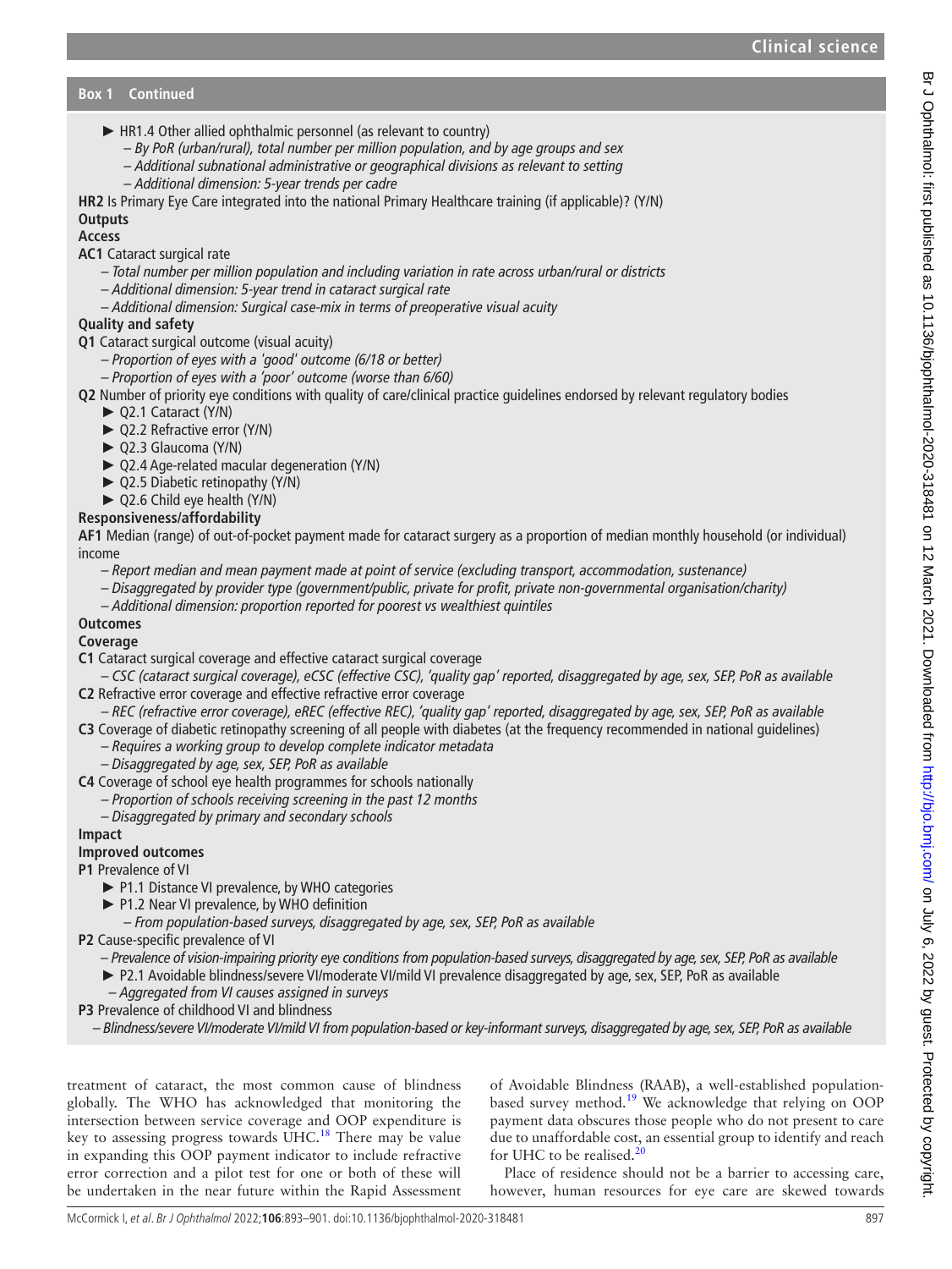**Box 1 Continued**

- HR1.4 Other allied ophthalmic personnel (as relevant to country)
  - *– By PoR (urban/rural), total number per million population, and by age groups and sex*
  - *– Additional subnational administrative or geographical divisions as relevant to setting*
  - *– Additional dimension: 5-year trends per cadre*

**HR2** Is Primary Eye Care integrated into the national Primary Healthcare training (if applicable)? (Y/N)

**Outputs**

**Access**

**AC1** Cataract surgical rate

- *– Total number per million population and including variation in rate across urban/rural or districts*
- *– Additional dimension: 5-year trend in cataract surgical rate*
- *– Additional dimension: Surgical case-mix in terms of preoperative visual acuity*

**Quality and safety**

**Q1** Cataract surgical outcome (visual acuity)

- *– Proportion of eyes with a 'good' outcome (6/18 or better)*
- *– Proportion of eyes with a 'poor' outcome (worse than 6/60)*

**Q2** Number of priority eye conditions with quality of care/clinical practice guidelines endorsed by relevant regulatory bodies

- Q2.1 Cataract (Y/N)
- Q2.2 Refractive error (Y/N)
- Q2.3 Glaucoma (Y/N)
- Q2.4 Age-related macular degeneration (Y/N)
- Q2.5 Diabetic retinopathy (Y/N)
- Q2.6 Child eye health (Y/N)

**Responsiveness/affordability**

**AF1** Median (range) of out-of-pocket payment made for cataract surgery as a proportion of median monthly household (or individual) income

- *– Report median and mean payment made at point of service (excluding transport, accommodation, sustenance)*
- *– Disaggregated by provider type (government/public, private for profit, private non-governmental organisation/charity)*
- *– Additional dimension: proportion reported for poorest vs wealthiest quintiles*

**Outcomes**

**Coverage**

**C1** Cataract surgical coverage and effective cataract surgical coverage

- *– CSC (cataract surgical coverage), eCSC (effective CSC), 'quality gap' reported, disaggregated by age, sex, SEP, PoR as available*

**C2** Refractive error coverage and effective refractive error coverage

- *– REC (refractive error coverage), eREC (effective REC), 'quality gap' reported, disaggregated by age, sex, SEP, PoR as available*

**C3** Coverage of diabetic retinopathy screening of all people with diabetes (at the frequency recommended in national guidelines)

- *– Requires a working group to develop complete indicator metadata*
- *– Disaggregated by age, sex, SEP, PoR as available*

**C4** Coverage of school eye health programmes for schools nationally

- *– Proportion of schools receiving screening in the past 12 months*
- *– Disaggregated by primary and secondary schools*

**Impact**

**Improved outcomes**

**P1** Prevalence of VI

- P1.1 Distance VI prevalence, by WHO categories
- P1.2 Near VI prevalence, by WHO definition
  - *– From population-based surveys, disaggregated by age, sex, SEP, PoR as available*

**P2** Cause-specific prevalence of VI

- *– Prevalence of vision-impairing priority eye conditions from population-based surveys, disaggregated by age, sex, SEP, PoR as available*
- P2.1 Avoidable blindness/severe VI/moderate VI/mild VI prevalence disaggregated by age, sex, SEP, PoR as available
  - *– Aggregated from VI causes assigned in surveys*

**P3** Prevalence of childhood VI and blindness

- *– Blindness/severe VI/moderate VI/mild VI from population-based or key-informant surveys, disaggregated by age, sex, SEP, PoR as available*

treatment of cataract, the most common cause of blindness globally. The WHO has acknowledged that monitoring the intersection between service coverage and OOP expenditure is key to assessing progress towards UHC.[18] There may be value in expanding this OOP payment indicator to include refractive error correction and a pilot test for one or both of these will be undertaken in the near future within the Rapid Assessment of Avoidable Blindness (RAAB), a well-established population-based survey method.[19] We acknowledge that relying on OOP payment data obscures those people who do not present to care due to unaffordable cost, an essential group to identify and reach for UHC to be realised.[20]

Place of residence should not be a barrier to accessing care, however, human resources for eye care are skewed towards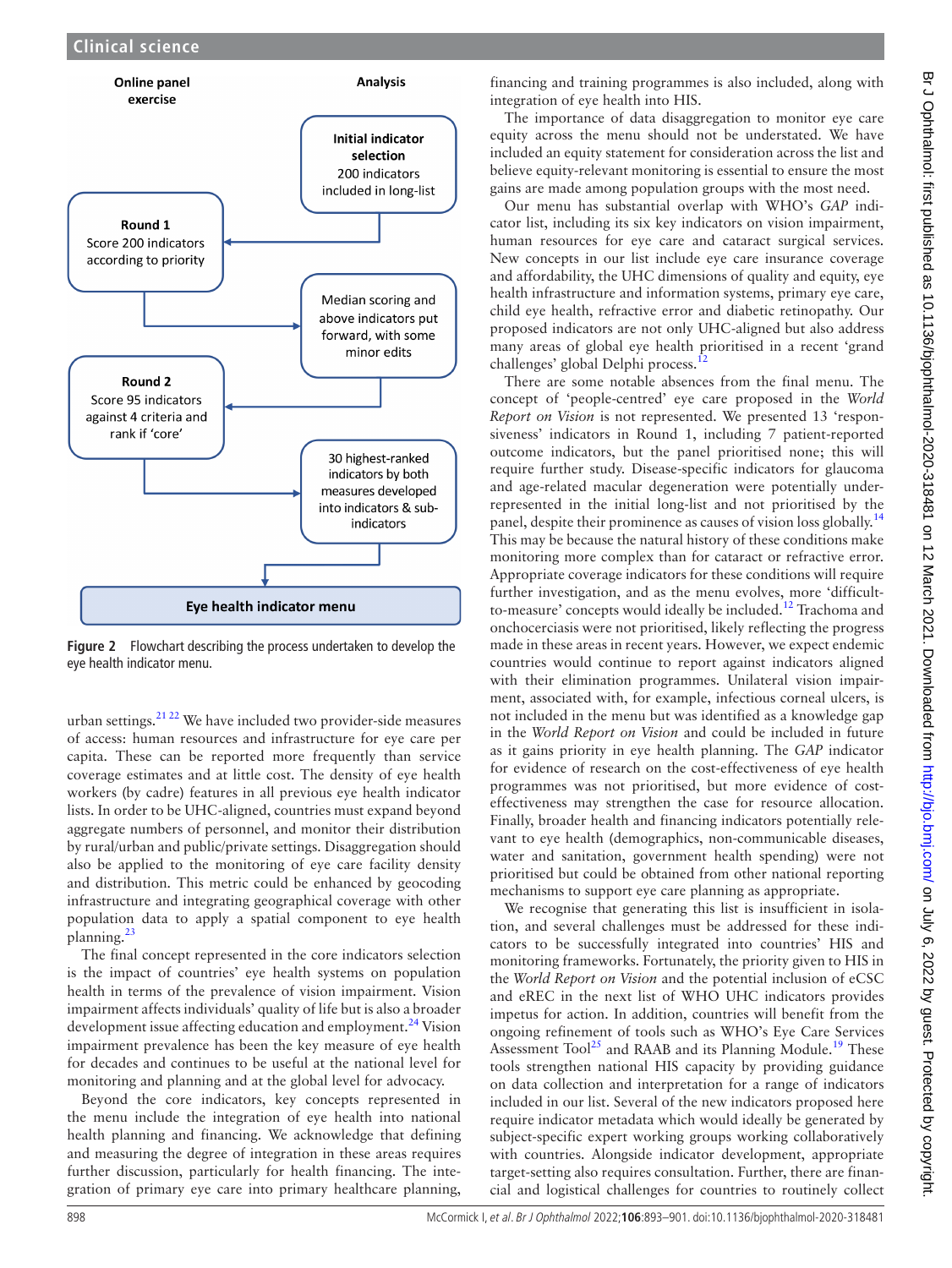Online panel exercise

Analysis

Initial indicator selection
200 indicators included in long-list

Round 1
Score 200 indicators according to priority

Median scoring and above indicators put forward, with some minor edits

Round 2
Score 95 indicators against 4 criteria and rank if 'core'

30 highest-ranked indicators by both measures developed into indicators & sub-indicators

Eye health indicator menu

**Figure 2** Flowchart describing the process undertaken to develop the eye health indicator menu.

urban settings.[21,22] We have included two provider-side measures of access: human resources and infrastructure for eye care per capita. These can be reported more frequently than service coverage estimates and at little cost. The density of eye health workers (by cadre) features in all previous eye health indicator lists. In order to be UHC-aligned, countries must expand beyond aggregate numbers of personnel, and monitor their distribution by rural/urban and public/private settings. Disaggregation should also be applied to the monitoring of eye care facility density and distribution. This metric could be enhanced by geocoding infrastructure and integrating geographical coverage with other population data to apply a spatial component to eye health planning.[23]

The final concept represented in the core indicators selection is the impact of countries' eye health systems on population health in terms of the prevalence of vision impairment. Vision impairment affects individuals' quality of life but is also a broader development issue affecting education and employment.[24] Vision impairment prevalence has been the key measure of eye health for decades and continues to be useful at the national level for monitoring and planning and at the global level for advocacy.

Beyond the core indicators, key concepts represented in the menu include the integration of eye health into national health planning and financing. We acknowledge that defining and measuring the degree of integration in these areas requires further discussion, particularly for health financing. The integration of primary eye care into primary healthcare planning, financing and training programmes is also included, along with integration of eye health into HIS.

The importance of data disaggregation to monitor eye care equity across the menu should not be understated. We have included an equity statement for consideration across the list and believe equity-relevant monitoring is essential to ensure the most gains are made among population groups with the most need.

Our menu has substantial overlap with WHO's *GAP* indicator list, including its six key indicators on vision impairment, human resources for eye care and cataract surgical services. New concepts in our list include eye care insurance coverage and affordability, the UHC dimensions of quality and equity, eye health infrastructure and information systems, primary eye care, child eye health, refractive error and diabetic retinopathy. Our proposed indicators are not only UHC-aligned but also address many areas of global eye health prioritised in a recent 'grand challenges' global Delphi process.[12]

There are some notable absences from the final menu. The concept of 'people-centred' eye care proposed in the *World Report on Vision* is not represented. We presented 13 'responsiveness' indicators in Round 1, including 7 patient-reported outcome indicators, but the panel prioritised none; this will require further study. Disease-specific indicators for glaucoma and age-related macular degeneration were potentially underrepresented in the initial long-list and not prioritised by the panel, despite their prominence as causes of vision loss globally.[14] This may be because the natural history of these conditions make monitoring more complex than for cataract or refractive error. Appropriate coverage indicators for these conditions will require further investigation, and as the menu evolves, more 'difficult-to-measure' concepts would ideally be included.[12] Trachoma and onchocerciasis were not prioritised, likely reflecting the progress made in these areas in recent years. However, we expect endemic countries would continue to report against indicators aligned with their elimination programmes. Unilateral vision impairment, associated with, for example, infectious corneal ulcers, is not included in the menu but was identified as a knowledge gap in the *World Report on Vision* and could be included in future as it gains priority in eye health planning. The *GAP* indicator for evidence of research on the cost-effectiveness of eye health programmes was not prioritised, but more evidence of cost-effectiveness may strengthen the case for resource allocation. Finally, broader health and financing indicators potentially relevant to eye health (demographics, non-communicable diseases, water and sanitation, government health spending) were not prioritised but could be obtained from other national reporting mechanisms to support eye care planning as appropriate.

We recognise that generating this list is insufficient in isolation, and several challenges must be addressed for these indicators to be successfully integrated into countries' HIS and monitoring frameworks. Fortunately, the priority given to HIS in the *World Report on Vision* and the potential inclusion of eCSC and eREC in the next list of WHO UHC indicators provides impetus for action. In addition, countries will benefit from the ongoing refinement of tools such as WHO's Eye Care Services Assessment Tool[25] and RAAB and its Planning Module.[19] These tools strengthen national HIS capacity by providing guidance on data collection and interpretation for a range of indicators included in our list. Several of the new indicators proposed here require indicator metadata which would ideally be generated by subject-specific expert working groups working collaboratively with countries. Alongside indicator development, appropriate target-setting also requires consultation. Further, there are financial and logistical challenges for countries to routinely collect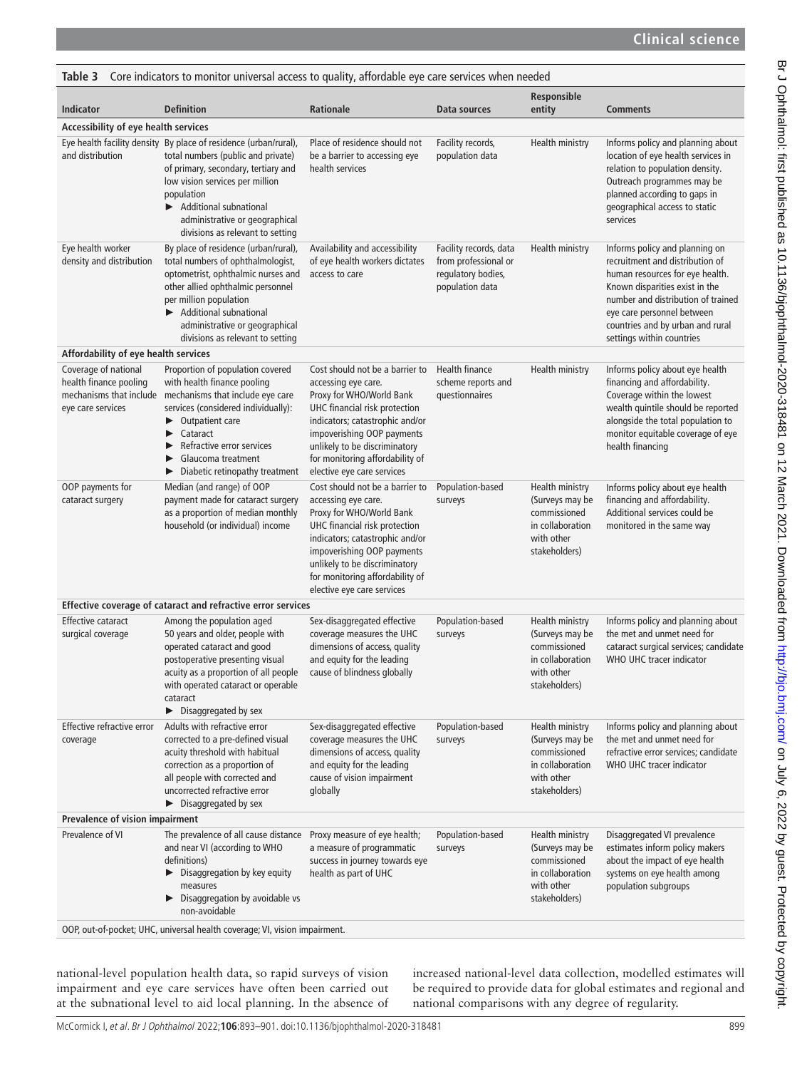**Table 3** Core indicators to monitor universal access to quality, affordable eye care services when needed

| Indicator | Definition | Rationale | Data sources | Responsible entity | Comments |
|---|---|---|---|---|---|
| **Accessibility of eye health services** | | | | | |
| Eye health facility density and distribution | By place of residence (urban/rural), total numbers (public and private) of primary, secondary, tertiary and low vision services per million population ► Additional subnational administrative or geographical divisions as relevant to setting | Place of residence should not be a barrier to accessing eye health services | Facility records, population data | Health ministry | Informs policy and planning about location of eye health services in relation to population density. Outreach programmes may be planned according to gaps in geographical access to static services |
| Eye health worker density and distribution | By place of residence (urban/rural), total numbers of ophthalmologist, optometrist, ophthalmic nurses and other allied ophthalmic personnel per million population ► Additional subnational administrative or geographical divisions as relevant to setting | Availability and accessibility of eye health workers dictates access to care | Facility records, data from professional or regulatory bodies, population data | Health ministry | Informs policy and planning on recruitment and distribution of human resources for eye health. Known disparities exist in the number and distribution of trained eye care personnel between countries and by urban and rural settings within countries |
| **Affordability of eye health services** | | | | | |
| Coverage of national health finance pooling mechanisms that include eye care services | Proportion of population covered with health finance pooling mechanisms that include eye care services (considered individually): ► Outpatient care ► Cataract ► Refractive error services ► Glaucoma treatment ► Diabetic retinopathy treatment | Cost should not be a barrier to accessing eye care. Proxy for WHO/World Bank UHC financial risk protection indicators; catastrophic and/or impoverishing OOP payments unlikely to be discriminatory for monitoring affordability of elective eye care services | Health finance scheme reports and questionnaires | Health ministry | Informs policy about eye health financing and affordability. Coverage within the lowest wealth quintile should be reported alongside the total population to monitor equitable coverage of eye health financing |
| OOP payments for cataract surgery | Median (and range) of OOP payment made for cataract surgery as a proportion of median monthly household (or individual) income | Cost should not be a barrier to accessing eye care. Proxy for WHO/World Bank UHC financial risk protection indicators; catastrophic and/or impoverishing OOP payments unlikely to be discriminatory for monitoring affordability of elective eye care services | Population-based surveys | Health ministry (Surveys may be commissioned in collaboration with other stakeholders) | Informs policy about eye health financing and affordability. Additional services could be monitored in the same way |
| **Effective coverage of cataract and refractive error services** | | | | | |
| Effective cataract surgical coverage | Among the population aged 50 years and older, people with operated cataract and good postoperative presenting visual acuity as a proportion of all people with operated cataract or operable cataract ► Disaggregated by sex | Sex-disaggregated effective coverage measures the UHC dimensions of access, quality and equity for the leading cause of blindness globally | Population-based surveys | Health ministry (Surveys may be commissioned in collaboration with other stakeholders) | Informs policy and planning about the met and unmet need for cataract surgical services; candidate WHO UHC tracer indicator |
| Effective refractive error coverage | Adults with refractive error corrected to a pre-defined visual acuity threshold with habitual correction as a proportion of all people with corrected and uncorrected refractive error ► Disaggregated by sex | Sex-disaggregated effective coverage measures the UHC dimensions of access, quality and equity for the leading cause of vision impairment globally | Population-based surveys | Health ministry (Surveys may be commissioned in collaboration with other stakeholders) | Informs policy and planning about the met and unmet need for refractive error services; candidate WHO UHC tracer indicator |
| **Prevalence of vision impairment** | | | | | |
| Prevalence of VI | The prevalence of all cause distance and near VI (according to WHO definitions) ► Disaggregation by key equity measures ► Disaggregation by avoidable vs non-avoidable | Proxy measure of eye health; a measure of programmatic success in journey towards eye health as part of UHC | Population-based surveys | Health ministry (Surveys may be commissioned in collaboration with other stakeholders) | Disaggregated VI prevalence estimates inform policy makers about the impact of eye health systems on eye health among population subgroups |

OOP, out-of-pocket; UHC, universal health coverage; VI, vision impairment.

national-level population health data, so rapid surveys of vision impairment and eye care services have often been carried out at the subnational level to aid local planning. In the absence of increased national-level data collection, modelled estimates will be required to provide data for global estimates and regional and national comparisons with any degree of regularity.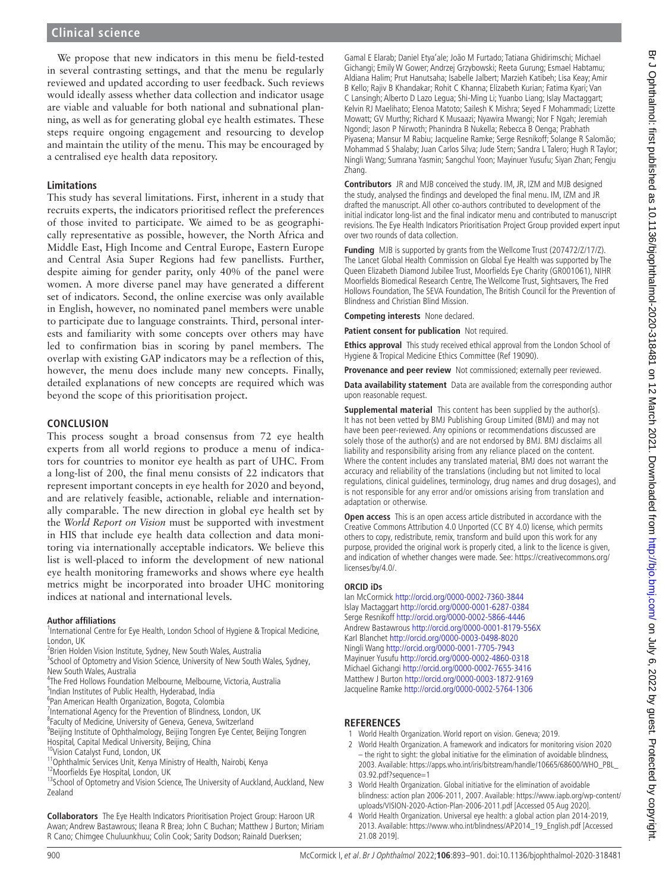We propose that new indicators in this menu be field-tested in several contrasting settings, and that the menu be regularly reviewed and updated according to user feedback. Such reviews would ideally assess whether data collection and indicator usage are viable and valuable for both national and subnational planning, as well as for generating global eye health estimates. These steps require ongoing engagement and resourcing to develop and maintain the utility of the menu. This may be encouraged by a centralised eye health data repository.

### Limitations

This study has several limitations. First, inherent in a study that recruits experts, the indicators prioritised reflect the preferences of those invited to participate. We aimed to be as geographically representative as possible, however, the North Africa and Middle East, High Income and Central Europe, Eastern Europe and Central Asia Super Regions had few panellists. Further, despite aiming for gender parity, only 40% of the panel were women. A more diverse panel may have generated a different set of indicators. Second, the online exercise was only available in English, however, no nominated panel members were unable to participate due to language constraints. Third, personal interests and familiarity with some concepts over others may have led to confirmation bias in scoring by panel members. The overlap with existing GAP indicators may be a reflection of this, however, the menu does include many new concepts. Finally, detailed explanations of new concepts are required which was beyond the scope of this prioritisation project.

## CONCLUSION

This process sought a broad consensus from 72 eye health experts from all world regions to produce a menu of indicators for countries to monitor eye health as part of UHC. From a long-list of 200, the final menu consists of 22 indicators that represent important concepts in eye health for 2020 and beyond, and are relatively feasible, actionable, reliable and internationally comparable. The new direction in global eye health set by the *World Report on Vision* must be supported with investment in HIS that include eye health data collection and data monitoring via internationally acceptable indicators. We believe this list is well-placed to inform the development of new national eye health monitoring frameworks and shows where eye health metrics might be incorporated into broader UHC monitoring indices at national and international levels.

**Author affiliations**
[1]International Centre for Eye Health, London School of Hygiene & Tropical Medicine, London, UK
[2]Brien Holden Vision Institute, Sydney, New South Wales, Australia
[3]School of Optometry and Vision Science, University of New South Wales, Sydney, New South Wales, Australia
[4]The Fred Hollows Foundation Melbourne, Melbourne, Victoria, Australia
[5]Indian Institutes of Public Health, Hyderabad, India
[6]Pan American Health Organization, Bogota, Colombia
[7]International Agency for the Prevention of Blindness, London, UK
[8]Faculty of Medicine, University of Geneva, Geneva, Switzerland
[9]Beijing Institute of Ophthalmology, Beijing Tongren Eye Center, Beijing Tongren Hospital, Capital Medical University, Beijing, China
[10]Vision Catalyst Fund, London, UK
[11]Ophthalmic Services Unit, Kenya Ministry of Health, Nairobi, Kenya
[12]Moorfields Eye Hospital, London, UK
[13]School of Optometry and Vision Science, The University of Auckland, Auckland, New Zealand

**Collaborators** The Eye Health Indicators Prioritisation Project Group: Haroon UR Awan; Andrew Bastawrous; Ileana R Brea; John C Buchan; Matthew J Burton; Miriam R Cano; Chimgee Chuluunkhuu; Colin Cook; Sarity Dodson; Rainald Duerksen; Gamal E Elarab; Daniel Etya'ale; João M Furtado; Tatiana Ghidirimschi; Michael Gichangi; Emily W Gower; Andrzej Grzybowski; Reeta Gurung; Esmael Habtamu; Aldiana Halim; Prut Hanutsaha; Isabelle Jalbert; Marzieh Katibeh; Lisa Keay; Amir B Kello; Rajiv B Khandakar; Rohit C Khanna; Elizabeth Kurian; Fatima Kyari; Van C Lansingh; Alberto D Lazo Legua; Shi-Ming Li; Yuanbo Liang; Islay Mactaggart; Kelvin RJ Maelihato; Elenoa Matoto; Sailesh K Mishra; Seyed F Mohammadi; Lizette Mowatt; GV Murthy; Richard K Musaazi; Nyawira Mwangi; Nor F Ngah; Jeremiah Ngondi; Jason P Nirwoth; Phanindra B Nukella; Rebecca B Oenga; Prabhath Piyasena; Mansur M Rabiu; Jacqueline Ramke; Serge Resnikoff; Solange R Salomão; Mohammad S Shalaby; Juan Carlos Silva; Jude Stern; Sandra L Talero; Hugh R Taylor; Ningli Wang; Sumrana Yasmin; Sangchul Yoon; Mayinuer Yusufu; Siyan Zhan; Fengju Zhang.

**Contributors** JR and MJB conceived the study. IM, JR, IZM and MJB designed the study, analysed the findings and developed the final menu. IM, IZM and JR drafted the manuscript. All other co-authors contributed to development of the initial indicator long-list and the final indicator menu and contributed to manuscript revisions. The Eye Health Indicators Prioritisation Project Group provided expert input over two rounds of data collection.

**Funding** MJB is supported by grants from the Wellcome Trust (207472/Z/17/Z). The Lancet Global Health Commission on Global Eye Health was supported by The Queen Elizabeth Diamond Jubilee Trust, Moorfields Eye Charity (GR001061), NIHR Moorfields Biomedical Research Centre, The Wellcome Trust, Sightsavers, The Fred Hollows Foundation, The SEVA Foundation, The British Council for the Prevention of Blindness and Christian Blind Mission.

**Competing interests** None declared.

**Patient consent for publication** Not required.

**Ethics approval** This study received ethical approval from the London School of Hygiene & Tropical Medicine Ethics Committee (Ref 19090).

**Provenance and peer review** Not commissioned; externally peer reviewed.

**Data availability statement** Data are available from the corresponding author upon reasonable request.

**Supplemental material** This content has been supplied by the author(s). It has not been vetted by BMJ Publishing Group Limited (BMJ) and may not have been peer-reviewed. Any opinions or recommendations discussed are solely those of the author(s) and are not endorsed by BMJ. BMJ disclaims all liability and responsibility arising from any reliance placed on the content. Where the content includes any translated material, BMJ does not warrant the accuracy and reliability of the translations (including but not limited to local regulations, clinical guidelines, terminology, drug names and drug dosages), and is not responsible for any error and/or omissions arising from translation and adaptation or otherwise.

**Open access** This is an open access article distributed in accordance with the Creative Commons Attribution 4.0 Unported (CC BY 4.0) license, which permits others to copy, redistribute, remix, transform and build upon this work for any purpose, provided the original work is properly cited, a link to the licence is given, and indication of whether changes were made. See: https://creativecommons.org/licenses/by/4.0/.

**ORCID iDs**
Ian McCormick http://orcid.org/0000-0002-7360-3844
Islay Mactaggart http://orcid.org/0000-0001-6287-0384
Serge Resnikoff http://orcid.org/0000-0002-5866-4446
Andrew Bastawrous http://orcid.org/0000-0001-8179-556X
Karl Blanchet http://orcid.org/0000-0003-0498-8020
Ningli Wang http://orcid.org/0000-0001-7705-7943
Mayinuer Yusufu http://orcid.org/0000-0002-4860-0318
Michael Gichangi http://orcid.org/0000-0002-7655-3416
Matthew J Burton http://orcid.org/0000-0003-1872-9169
Jacqueline Ramke http://orcid.org/0000-0002-5764-1306

## REFERENCES

1. World Health Organization. World report on vision. Geneva; 2019.
2. World Health Organization. A framework and indicators for monitoring vision 2020 – the right to sight: the global initiative for the elimination of avoidable blindness, 2003. Available: https://apps.who.int/iris/bitstream/handle/10665/68600/WHO_PBL_03.92.pdf?sequence=1
3. World Health Organization. Global initiative for the elimination of avoidable blindness: action plan 2006-2011, 2007. Available: https://www.iapb.org/wp-content/uploads/VISION-2020-Action-Plan-2006-2011.pdf [Accessed 05 Aug 2020].
4. World Health Organization. Universal eye health: a global action plan 2014-2019, 2013. Available: https://www.who.int/blindness/AP2014_19_English.pdf [Accessed 21.08 2019].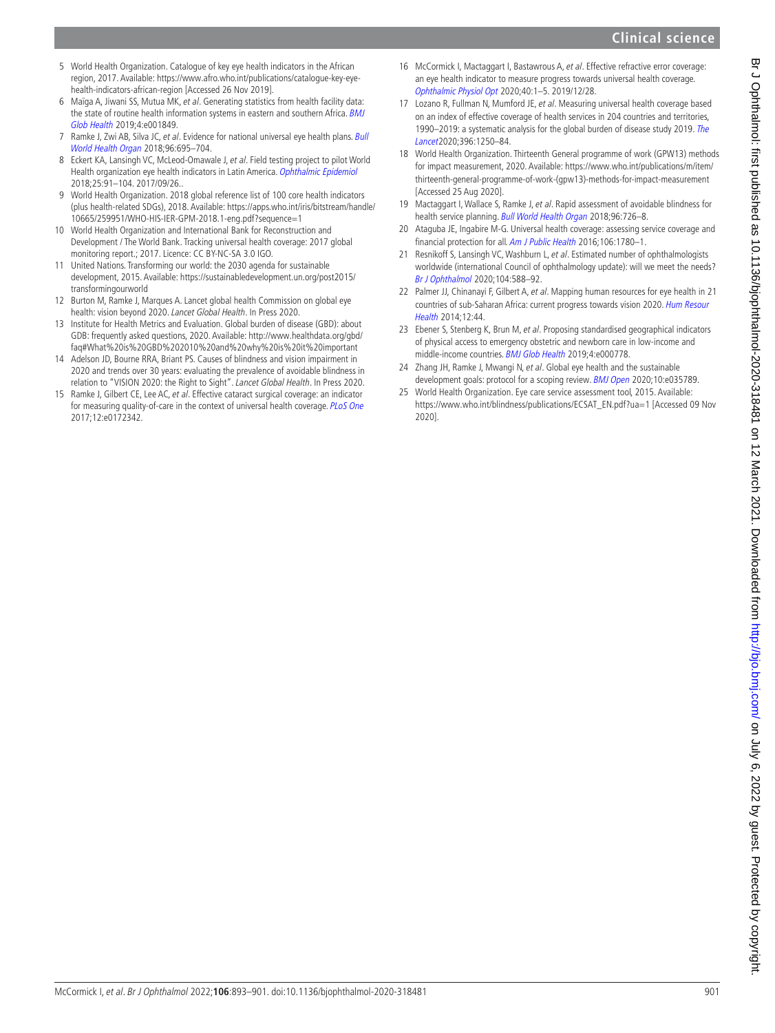5. World Health Organization. Catalogue of key eye health indicators in the African region, 2017. Available: https://www.afro.who.int/publications/catalogue-key-eye-health-indicators-african-region [Accessed 26 Nov 2019].
6. Maïga A, Jiwani SS, Mutua MK, *et al*. Generating statistics from health facility data: the state of routine health information systems in eastern and southern Africa. *BMJ Glob Health* 2019;4:e001849.
7. Ramke J, Zwi AB, Silva JC, *et al*. Evidence for national universal eye health plans. *Bull World Health Organ* 2018;96:695–704.
8. Eckert KA, Lansingh VC, McLeod-Omawale J, *et al*. Field testing project to pilot World Health organization eye health indicators in Latin America. *Ophthalmic Epidemiol* 2018;25:91–104. 2017/09/26..
9. World Health Organization. 2018 global reference list of 100 core health indicators (plus health-related SDGs), 2018. Available: https://apps.who.int/iris/bitstream/handle/10665/259951/WHO-HIS-IER-GPM-2018.1-eng.pdf?sequence=1
10. World Health Organization and International Bank for Reconstruction and Development / The World Bank. Tracking universal health coverage: 2017 global monitoring report.; 2017. Licence: CC BY-NC-SA 3.0 IGO.
11. United Nations. Transforming our world: the 2030 agenda for sustainable development, 2015. Available: https://sustainabledevelopment.un.org/post2015/transformingourworld
12. Burton M, Ramke J, Marques A. Lancet global health Commission on global eye health: vision beyond 2020. *Lancet Global Health*. In Press 2020.
13. Institute for Health Metrics and Evaluation. Global burden of disease (GBD): about GDB: frequently asked questions, 2020. Available: http://www.healthdata.org/gbd/faq#What%20is%20GBD%202010%20and%20why%20is%20it%20important
14. Adelson JD, Bourne RRA, Briant PS. Causes of blindness and vision impairment in 2020 and trends over 30 years: evaluating the prevalence of avoidable blindness in relation to "VISION 2020: the Right to Sight". *Lancet Global Health*. In Press 2020.
15. Ramke J, Gilbert CE, Lee AC, *et al*. Effective cataract surgical coverage: an indicator for measuring quality-of-care in the context of universal health coverage. *PLoS One* 2017;12:e0172342.
16. McCormick I, Mactaggart I, Bastawrous A, *et al*. Effective refractive error coverage: an eye health indicator to measure progress towards universal health coverage. *Ophthalmic Physiol Opt* 2020;40:1–5. 2019/12/28.
17. Lozano R, Fullman N, Mumford JE, *et al*. Measuring universal health coverage based on an index of effective coverage of health services in 204 countries and territories, 1990–2019: a systematic analysis for the global burden of disease study 2019. *The Lancet*2020;396:1250–84.
18. World Health Organization. Thirteenth General programme of work (GPW13) methods for impact measurement, 2020. Available: https://www.who.int/publications/m/item/thirteenth-general-programme-of-work-(gpw13)-methods-for-impact-measurement [Accessed 25 Aug 2020].
19. Mactaggart I, Wallace S, Ramke J, *et al*. Rapid assessment of avoidable blindness for health service planning. *Bull World Health Organ* 2018;96:726–8.
20. Ataguba JE, Ingabire M-G. Universal health coverage: assessing service coverage and financial protection for all. *Am J Public Health* 2016;106:1780–1.
21. Resnikoff S, Lansingh VC, Washburn L, *et al*. Estimated number of ophthalmologists worldwide (international Council of ophthalmology update): will we meet the needs? *Br J Ophthalmol* 2020;104:588–92.
22. Palmer JJ, Chinanayi F, Gilbert A, *et al*. Mapping human resources for eye health in 21 countries of sub-Saharan Africa: current progress towards vision 2020. *Hum Resour Health* 2014;12:44.
23. Ebener S, Stenberg K, Brun M, *et al*. Proposing standardised geographical indicators of physical access to emergency obstetric and newborn care in low-income and middle-income countries. *BMJ Glob Health* 2019;4:e000778.
24. Zhang JH, Ramke J, Mwangi N, *et al*. Global eye health and the sustainable development goals: protocol for a scoping review. *BMJ Open* 2020;10:e035789.
25. World Health Organization. Eye care service assessment tool, 2015. Available: https://www.who.int/blindness/publications/ECSAT_EN.pdf?ua=1 [Accessed 09 Nov 2020].